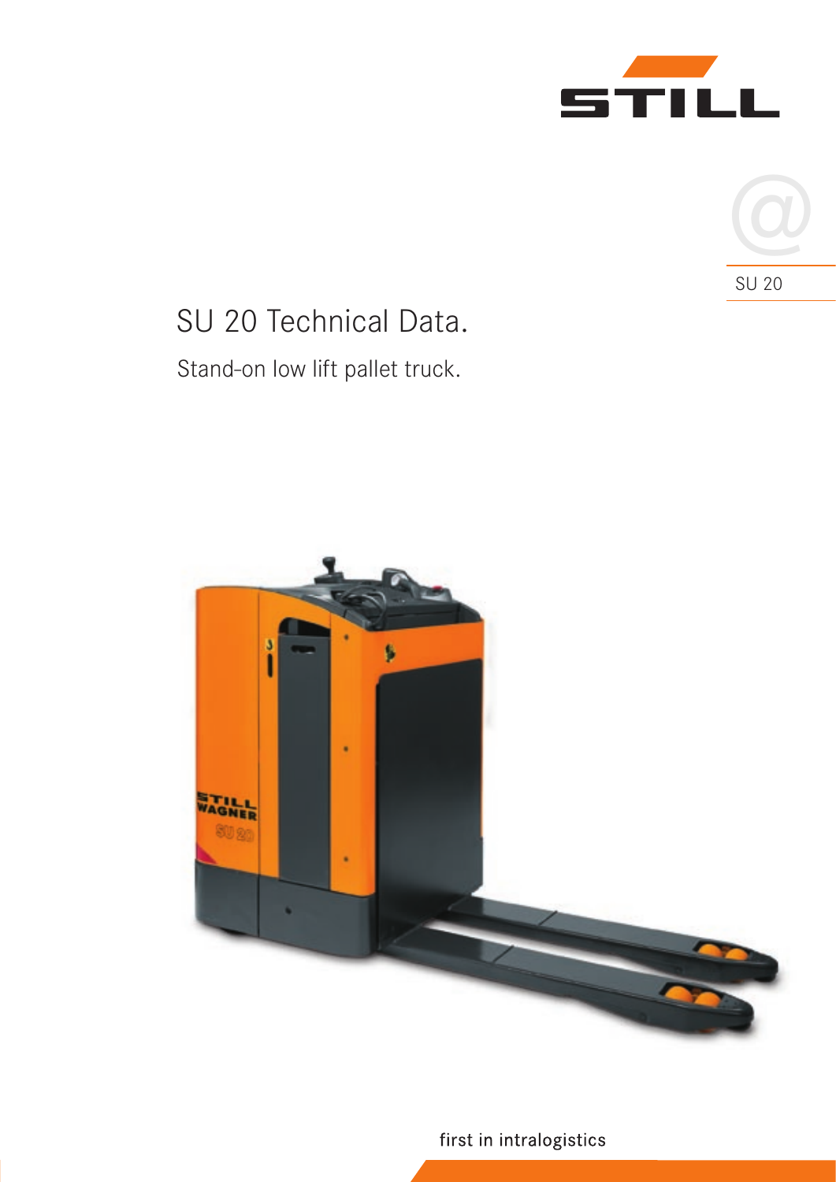STILL

SU 20

# SU 20 Technical Data.

## Stand-on low lift pallet truck.

first in intralogistics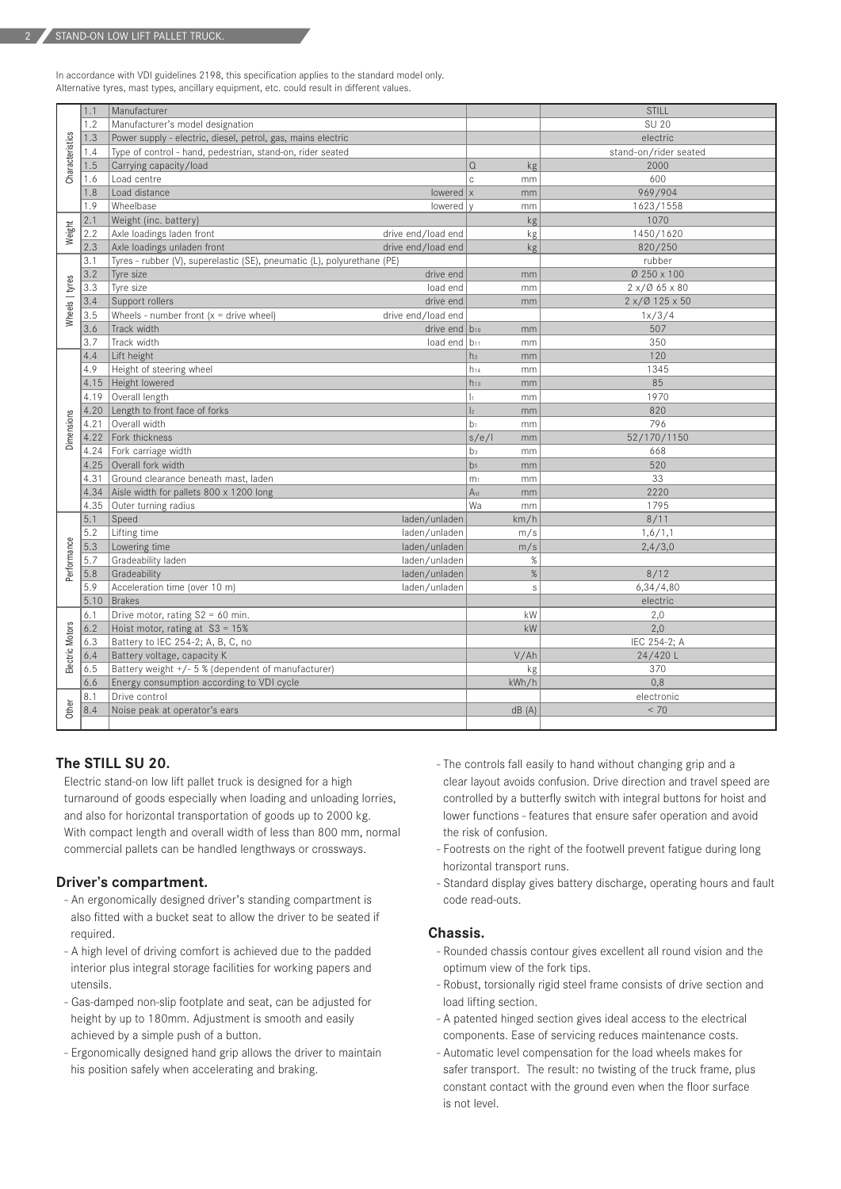In accordance with VDI guidelines 2198, this specification applies to the standard model only.
Alternative tyres, mast types, ancillary equipment, etc. could result in different values.

| | | | | | |
|---|---|---|---|---|---|
| Characteristics | 1.1 | Manufacturer | | | STILL |
| | 1.2 | Manufacturer's model designation | | | SU 20 |
| | 1.3 | Power supply - electric, diesel, petrol, gas, mains electric | | | electric |
| | 1.4 | Type of control - hand, pedestrian, stand-on, rider seated | | | stand-on/rider seated |
| | 1.5 | Carrying capacity/load | | Q kg | 2000 |
| | 1.6 | Load centre | | c mm | 600 |
| | 1.8 | Load distance | lowered | x mm | 969/904 |
| | 1.9 | Wheelbase | lowered | y mm | 1623/1558 |
| Weight | 2.1 | Weight (inc. battery) | | kg | 1070 |
| | 2.2 | Axle loadings laden front | drive end/load end | kg | 1450/1620 |
| | 2.3 | Axle loadings unladen front | drive end/load end | kg | 820/250 |
| Wheels \| tyres | 3.1 | Tyres - rubber (V), superelastic (SE), pneumatic (L), polyurethane (PE) | | | rubber |
| | 3.2 | Tyre size | drive end | mm | Ø 250 x 100 |
| | 3.3 | Tyre size | load end | mm | 2 x/Ø 65 x 80 |
| | 3.4 | Support rollers | drive end | mm | 2 x/Ø 125 x 50 |
| | 3.5 | Wheels - number front (x = drive wheel) | drive end/load end | | 1x/3/4 |
| | 3.6 | Track width | drive end | $b_{10}$ mm | 507 |
| | 3.7 | Track width | load end | $b_{11}$ mm | 350 |
| Dimensions | 4.4 | Lift height | | $h_3$ mm | 120 |
| | 4.9 | Height of steering wheel | | $h_{14}$ mm | 1345 |
| | 4.15 | Height lowered | | $h_{13}$ mm | 85 |
| | 4.19 | Overall length | | $l_1$ mm | 1970 |
| | 4.20 | Length to front face of forks | | $l_2$ mm | 820 |
| | 4.21 | Overall width | | $b_1$ mm | 796 |
| | 4.22 | Fork thickness | | s/e/l mm | 52/170/1150 |
| | 4.24 | Fork carriage width | | $b_3$ mm | 668 |
| | 4.25 | Overall fork width | | $b_5$ mm | 520 |
| | 4.31 | Ground clearance beneath mast, laden | | $m_1$ mm | 33 |
| | 4.34 | Aisle width for pallets 800 x 1200 long | | $A_{st}$ mm | 2220 |
| | 4.35 | Outer turning radius | | Wa mm | 1795 |
| Performance | 5.1 | Speed | laden/unladen | km/h | 8/11 |
| | 5.2 | Lifting time | laden/unladen | m/s | 1,6/1,1 |
| | 5.3 | Lowering time | laden/unladen | m/s | 2,4/3,0 |
| | 5.7 | Gradeability laden | laden/unladen | % | |
| | 5.8 | Gradeability | laden/unladen | % | 8/12 |
| | 5.9 | Acceleration time (over 10 m) | laden/unladen | s | 6,34/4,80 |
| | 5.10 | Brakes | | | electric |
| Electric Motors | 6.1 | Drive motor, rating S2 = 60 min. | | kW | 2,0 |
| | 6.2 | Hoist motor, rating at S3 = 15% | | kW | 2,0 |
| | 6.3 | Battery to IEC 254-2; A, B, C, no | | | IEC 254-2; A |
| | 6.4 | Battery voltage, capacity K | | V/Ah | 24/420 L |
| | 6.5 | Battery weight +/- 5 % (dependent of manufacturer) | | kg | 370 |
| | 6.6 | Energy consumption according to VDI cycle | | kWh/h | 0,8 |
| Other | 8.1 | Drive control | | | electronic |
| | 8.4 | Noise peak at operator's ears | | dB (A) | < 70 |

## The STILL SU 20.

Electric stand-on low lift pallet truck is designed for a high turnaround of goods especially when loading and unloading lorries, and also for horizontal transportation of goods up to 2000 kg. With compact length and overall width of less than 800 mm, normal commercial pallets can be handled lengthways or crossways.

## Driver's compartment.

- An ergonomically designed driver's standing compartment is also fitted with a bucket seat to allow the driver to be seated if required.
- A high level of driving comfort is achieved due to the padded interior plus integral storage facilities for working papers and utensils.
- Gas-damped non-slip footplate and seat, can be adjusted for height by up to 180mm. Adjustment is smooth and easily achieved by a simple push of a button.
- Ergonomically designed hand grip allows the driver to maintain his position safely when accelerating and braking.
- The controls fall easily to hand without changing grip and a clear layout avoids confusion. Drive direction and travel speed are controlled by a butterfly switch with integral buttons for hoist and lower functions - features that ensure safer operation and avoid the risk of confusion.
- Footrests on the right of the footwell prevent fatigue during long horizontal transport runs.
- Standard display gives battery discharge, operating hours and fault code read-outs.

## Chassis.

- Rounded chassis contour gives excellent all round vision and the optimum view of the fork tips.
- Robust, torsionally rigid steel frame consists of drive section and load lifting section.
- A patented hinged section gives ideal access to the electrical components. Ease of servicing reduces maintenance costs.
- Automatic level compensation for the load wheels makes for safer transport. The result: no twisting of the truck frame, plus constant contact with the ground even when the floor surface is not level.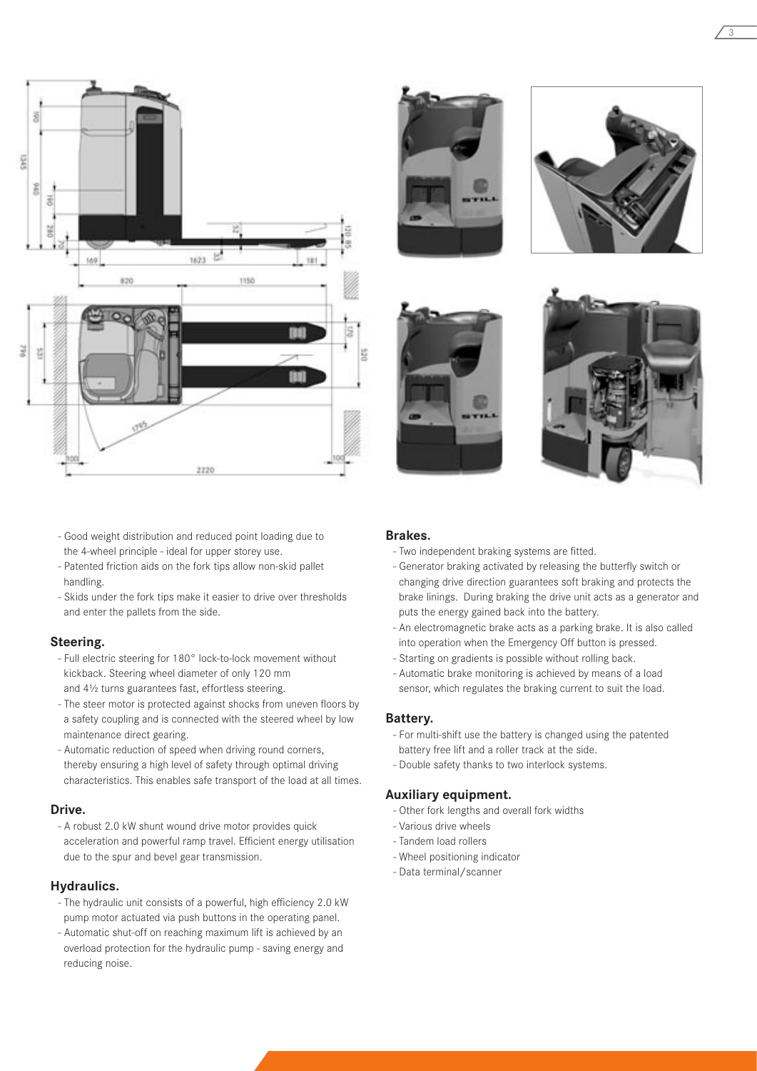- Good weight distribution and reduced point loading due to the 4-wheel principle - ideal for upper storey use.
- Patented friction aids on the fork tips allow non-skid pallet handling.
- Skids under the fork tips make it easier to drive over thresholds and enter the pallets from the side.

## Steering.

- Full electric steering for 180° lock-to-lock movement without kickback. Steering wheel diameter of only 120 mm and 4½ turns guarantees fast, effortless steering.
- The steer motor is protected against shocks from uneven floors by a safety coupling and is connected with the steered wheel by low maintenance direct gearing.
- Automatic reduction of speed when driving round corners, thereby ensuring a high level of safety through optimal driving characteristics. This enables safe transport of the load at all times.

## Drive.

- A robust 2.0 kW shunt wound drive motor provides quick acceleration and powerful ramp travel. Efficient energy utilisation due to the spur and bevel gear transmission.

## Hydraulics.

- The hydraulic unit consists of a powerful, high efficiency 2.0 kW pump motor actuated via push buttons in the operating panel.
- Automatic shut-off on reaching maximum lift is achieved by an overload protection for the hydraulic pump - saving energy and reducing noise.

## Brakes.

- Two independent braking systems are fitted.
- Generator braking activated by releasing the butterfly switch or changing drive direction guarantees soft braking and protects the brake linings. During braking the drive unit acts as a generator and puts the energy gained back into the battery.
- An electromagnetic brake acts as a parking brake. It is also called into operation when the Emergency Off button is pressed.
- Starting on gradients is possible without rolling back.
- Automatic brake monitoring is achieved by means of a load sensor, which regulates the braking current to suit the load.

## Battery.

- For multi-shift use the battery is changed using the patented battery free lift and a roller track at the side.
- Double safety thanks to two interlock systems.

## Auxiliary equipment.

- Other fork lengths and overall fork widths
- Various drive wheels
- Tandem load rollers
- Wheel positioning indicator
- Data terminal/scanner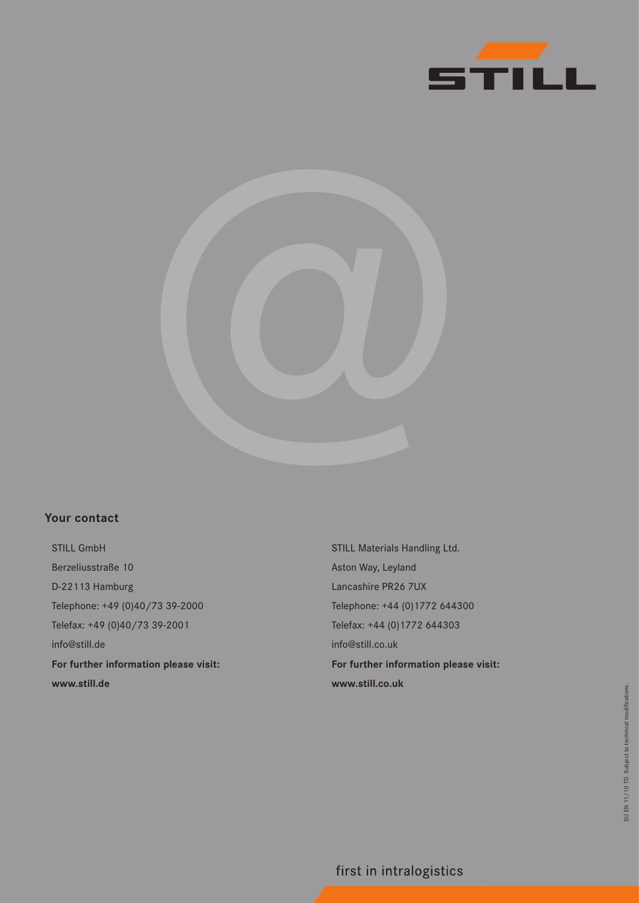STILL

## Your contact

STILL GmbH
Berzeliusstraße 10
D-22113 Hamburg
Telephone: +49 (0)40/73 39-2000
Telefax: +49 (0)40/73 39-2001
info@still.de
**For further information please visit:**
**www.still.de**

STILL Materials Handling Ltd.
Aston Way, Leyland
Lancashire PR26 7UX
Telephone: +44 (0)1772 644300
Telefax: +44 (0)1772 644303
info@still.co.uk
**For further information please visit:**
**www.still.co.uk**

SU EN 11/10 TD Subject to technical modifications.

first in intralogistics